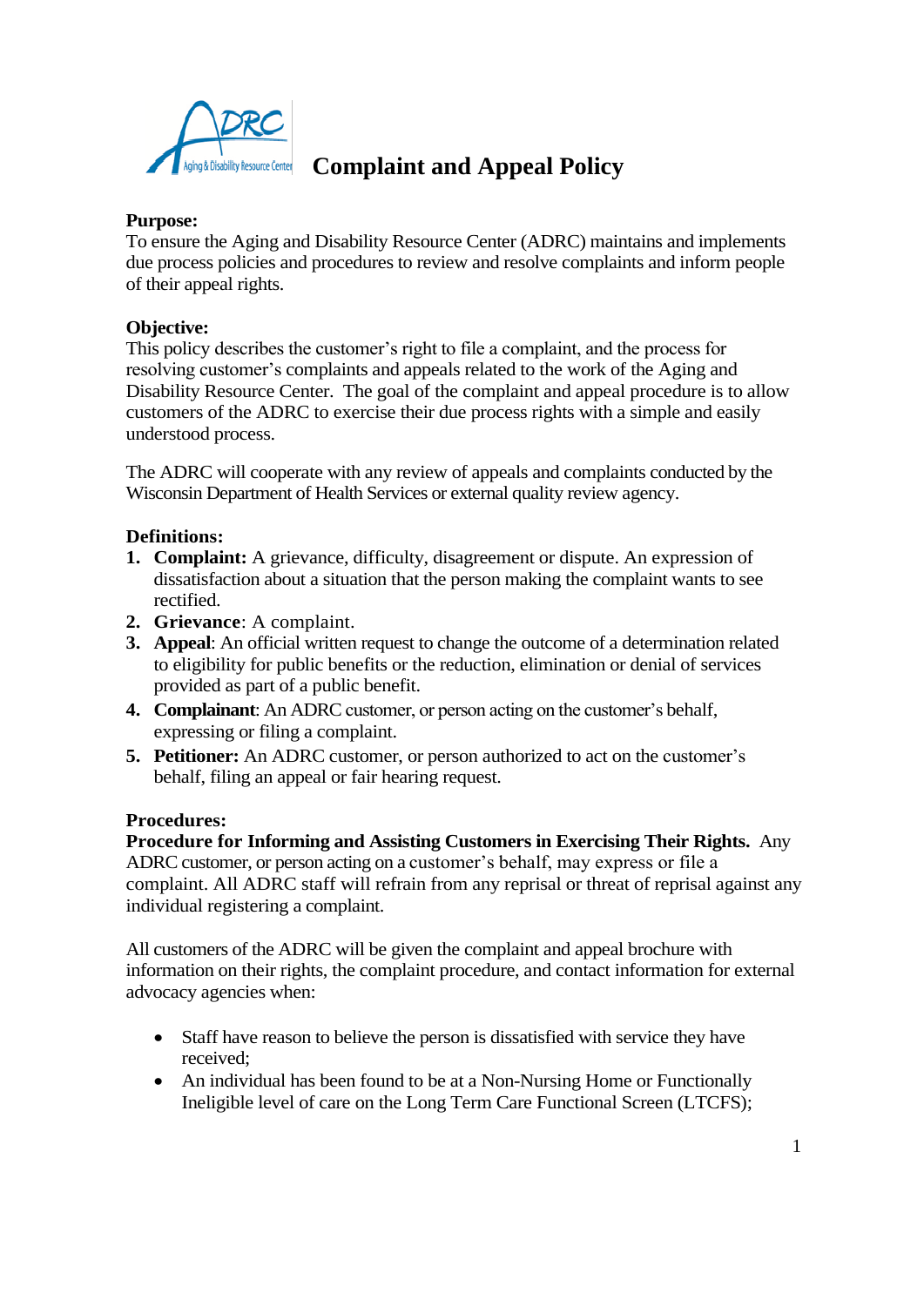# Complaint and Appeal Policy

**Purpose:**
To ensure the Aging and Disability Resource Center (ADRC) maintains and implements due process policies and procedures to review and resolve complaints and inform people of their appeal rights.

**Objective:**
This policy describes the customer's right to file a complaint, and the process for resolving customer's complaints and appeals related to the work of the Aging and Disability Resource Center. The goal of the complaint and appeal procedure is to allow customers of the ADRC to exercise their due process rights with a simple and easily understood process.

The ADRC will cooperate with any review of appeals and complaints conducted by the Wisconsin Department of Health Services or external quality review agency.

**Definitions:**

1. **Complaint:** A grievance, difficulty, disagreement or dispute. An expression of dissatisfaction about a situation that the person making the complaint wants to see rectified.
2. **Grievance**: A complaint.
3. **Appeal**: An official written request to change the outcome of a determination related to eligibility for public benefits or the reduction, elimination or denial of services provided as part of a public benefit.
4. **Complainant**: An ADRC customer, or person acting on the customer's behalf, expressing or filing a complaint.
5. **Petitioner:** An ADRC customer, or person authorized to act on the customer's behalf, filing an appeal or fair hearing request.

**Procedures:**
**Procedure for Informing and Assisting Customers in Exercising Their Rights.** Any ADRC customer, or person acting on a customer's behalf, may express or file a complaint. All ADRC staff will refrain from any reprisal or threat of reprisal against any individual registering a complaint.

All customers of the ADRC will be given the complaint and appeal brochure with information on their rights, the complaint procedure, and contact information for external advocacy agencies when:

- Staff have reason to believe the person is dissatisfied with service they have received;
- An individual has been found to be at a Non-Nursing Home or Functionally Ineligible level of care on the Long Term Care Functional Screen (LTCFS);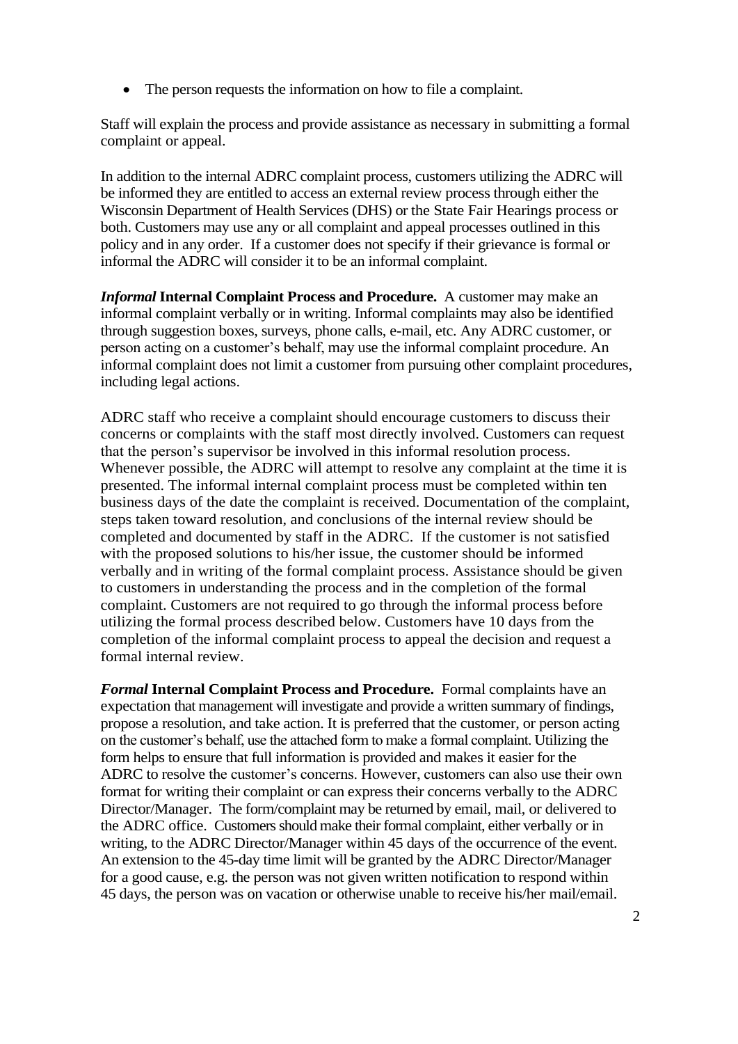- The person requests the information on how to file a complaint.

Staff will explain the process and provide assistance as necessary in submitting a formal complaint or appeal.

In addition to the internal ADRC complaint process, customers utilizing the ADRC will be informed they are entitled to access an external review process through either the Wisconsin Department of Health Services (DHS) or the State Fair Hearings process or both. Customers may use any or all complaint and appeal processes outlined in this policy and in any order. If a customer does not specify if their grievance is formal or informal the ADRC will consider it to be an informal complaint.

***Informal* Internal Complaint Process and Procedure.** A customer may make an informal complaint verbally or in writing. Informal complaints may also be identified through suggestion boxes, surveys, phone calls, e-mail, etc. Any ADRC customer, or person acting on a customer's behalf, may use the informal complaint procedure. An informal complaint does not limit a customer from pursuing other complaint procedures, including legal actions.

ADRC staff who receive a complaint should encourage customers to discuss their concerns or complaints with the staff most directly involved. Customers can request that the person's supervisor be involved in this informal resolution process. Whenever possible, the ADRC will attempt to resolve any complaint at the time it is presented. The informal internal complaint process must be completed within ten business days of the date the complaint is received. Documentation of the complaint, steps taken toward resolution, and conclusions of the internal review should be completed and documented by staff in the ADRC. If the customer is not satisfied with the proposed solutions to his/her issue, the customer should be informed verbally and in writing of the formal complaint process. Assistance should be given to customers in understanding the process and in the completion of the formal complaint. Customers are not required to go through the informal process before utilizing the formal process described below. Customers have 10 days from the completion of the informal complaint process to appeal the decision and request a formal internal review.

***Formal* Internal Complaint Process and Procedure.** Formal complaints have an expectation that management will investigate and provide a written summary of findings, propose a resolution, and take action. It is preferred that the customer, or person acting on the customer's behalf, use the attached form to make a formal complaint. Utilizing the form helps to ensure that full information is provided and makes it easier for the ADRC to resolve the customer's concerns. However, customers can also use their own format for writing their complaint or can express their concerns verbally to the ADRC Director/Manager. The form/complaint may be returned by email, mail, or delivered to the ADRC office. Customers should make their formal complaint, either verbally or in writing, to the ADRC Director/Manager within 45 days of the occurrence of the event. An extension to the 45-day time limit will be granted by the ADRC Director/Manager for a good cause, e.g. the person was not given written notification to respond within 45 days, the person was on vacation or otherwise unable to receive his/her mail/email.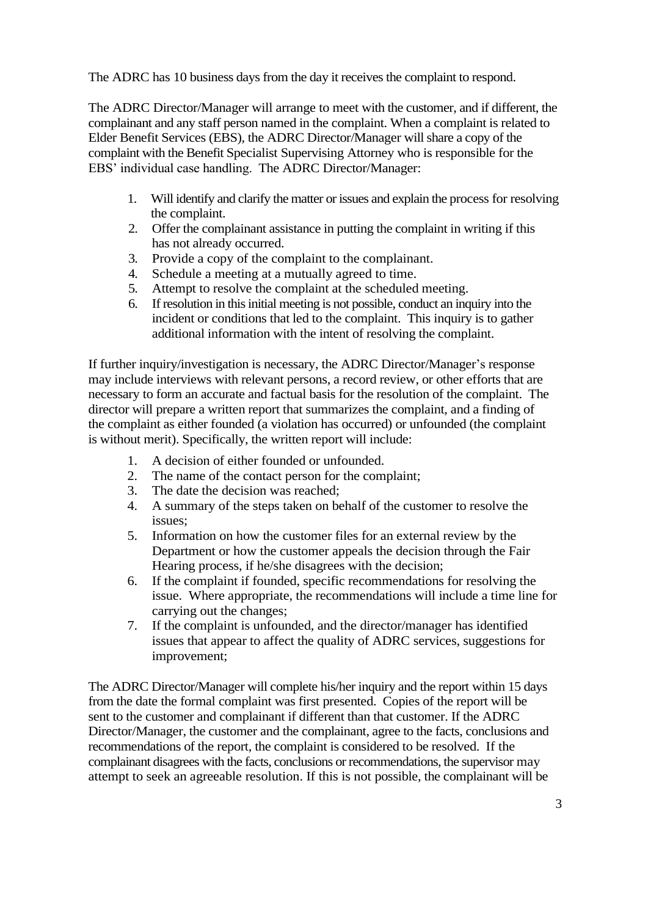The ADRC has 10 business days from the day it receives the complaint to respond.

The ADRC Director/Manager will arrange to meet with the customer, and if different, the complainant and any staff person named in the complaint. When a complaint is related to Elder Benefit Services (EBS), the ADRC Director/Manager will share a copy of the complaint with the Benefit Specialist Supervising Attorney who is responsible for the EBS' individual case handling. The ADRC Director/Manager:

1. Will identify and clarify the matter or issues and explain the process for resolving the complaint.
2. Offer the complainant assistance in putting the complaint in writing if this has not already occurred.
3. Provide a copy of the complaint to the complainant.
4. Schedule a meeting at a mutually agreed to time.
5. Attempt to resolve the complaint at the scheduled meeting.
6. If resolution in this initial meeting is not possible, conduct an inquiry into the incident or conditions that led to the complaint. This inquiry is to gather additional information with the intent of resolving the complaint.

If further inquiry/investigation is necessary, the ADRC Director/Manager's response may include interviews with relevant persons, a record review, or other efforts that are necessary to form an accurate and factual basis for the resolution of the complaint. The director will prepare a written report that summarizes the complaint, and a finding of the complaint as either founded (a violation has occurred) or unfounded (the complaint is without merit). Specifically, the written report will include:

1. A decision of either founded or unfounded.
2. The name of the contact person for the complaint;
3. The date the decision was reached;
4. A summary of the steps taken on behalf of the customer to resolve the issues;
5. Information on how the customer files for an external review by the Department or how the customer appeals the decision through the Fair Hearing process, if he/she disagrees with the decision;
6. If the complaint if founded, specific recommendations for resolving the issue. Where appropriate, the recommendations will include a time line for carrying out the changes;
7. If the complaint is unfounded, and the director/manager has identified issues that appear to affect the quality of ADRC services, suggestions for improvement;

The ADRC Director/Manager will complete his/her inquiry and the report within 15 days from the date the formal complaint was first presented. Copies of the report will be sent to the customer and complainant if different than that customer. If the ADRC Director/Manager, the customer and the complainant, agree to the facts, conclusions and recommendations of the report, the complaint is considered to be resolved. If the complainant disagrees with the facts, conclusions or recommendations, the supervisor may attempt to seek an agreeable resolution. If this is not possible, the complainant will be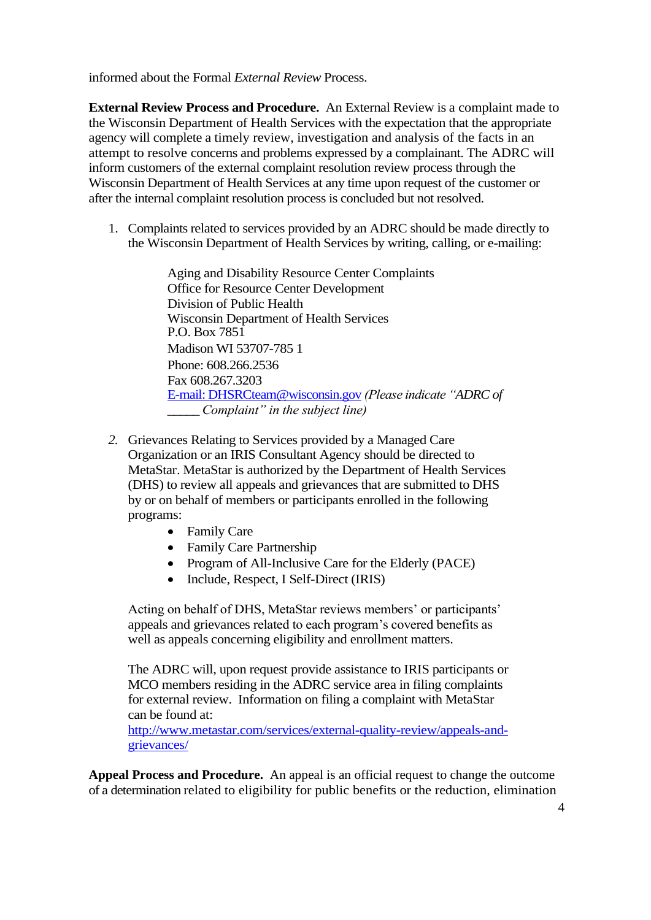informed about the Formal *External Review* Process.

**External Review Process and Procedure.** An External Review is a complaint made to the Wisconsin Department of Health Services with the expectation that the appropriate agency will complete a timely review, investigation and analysis of the facts in an attempt to resolve concerns and problems expressed by a complainant. The ADRC will inform customers of the external complaint resolution review process through the Wisconsin Department of Health Services at any time upon request of the customer or after the internal complaint resolution process is concluded but not resolved.

1. Complaints related to services provided by an ADRC should be made directly to the Wisconsin Department of Health Services by writing, calling, or e-mailing:

   Aging and Disability Resource Center Complaints  
   Office for Resource Center Development  
   Division of Public Health  
   Wisconsin Department of Health Services  
   P.O. Box 7851  
   Madison WI 53707-785 1  
   Phone: 608.266.2536  
   Fax 608.267.3203  
   E-mail: DHSRCteam@wisconsin.gov *(Please indicate "ADRC of _____ Complaint" in the subject line)*

2. Grievances Relating to Services provided by a Managed Care Organization or an IRIS Consultant Agency should be directed to MetaStar. MetaStar is authorized by the Department of Health Services (DHS) to review all appeals and grievances that are submitted to DHS by or on behalf of members or participants enrolled in the following programs:
   - Family Care
   - Family Care Partnership
   - Program of All-Inclusive Care for the Elderly (PACE)
   - Include, Respect, I Self-Direct (IRIS)

   Acting on behalf of DHS, MetaStar reviews members' or participants' appeals and grievances related to each program's covered benefits as well as appeals concerning eligibility and enrollment matters.

   The ADRC will, upon request provide assistance to IRIS participants or MCO members residing in the ADRC service area in filing complaints for external review. Information on filing a complaint with MetaStar can be found at: http://www.metastar.com/services/external-quality-review/appeals-and-grievances/

**Appeal Process and Procedure.** An appeal is an official request to change the outcome of a determination related to eligibility for public benefits or the reduction, elimination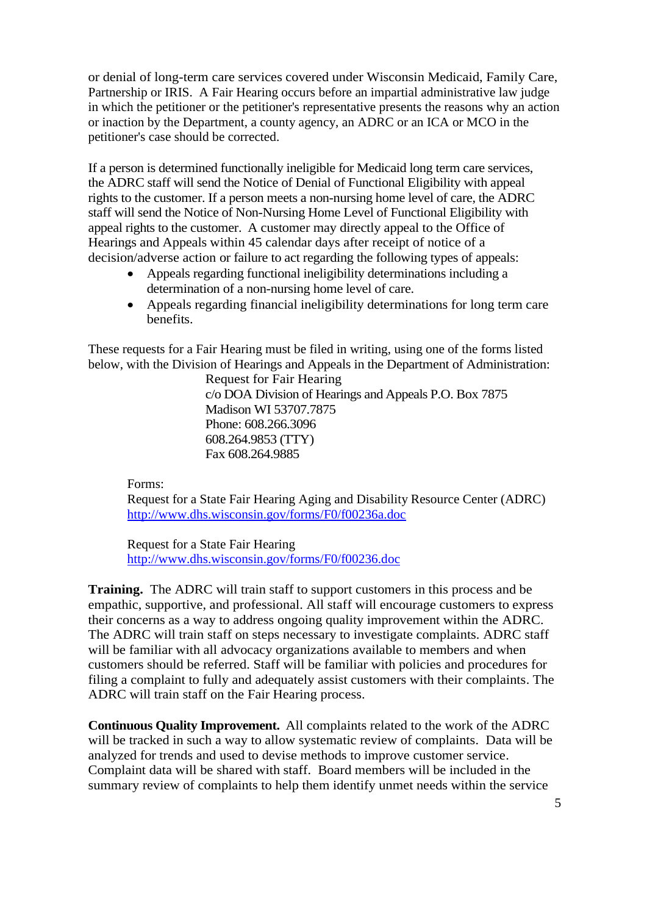or denial of long-term care services covered under Wisconsin Medicaid, Family Care, Partnership or IRIS. A Fair Hearing occurs before an impartial administrative law judge in which the petitioner or the petitioner's representative presents the reasons why an action or inaction by the Department, a county agency, an ADRC or an ICA or MCO in the petitioner's case should be corrected.

If a person is determined functionally ineligible for Medicaid long term care services, the ADRC staff will send the Notice of Denial of Functional Eligibility with appeal rights to the customer. If a person meets a non-nursing home level of care, the ADRC staff will send the Notice of Non-Nursing Home Level of Functional Eligibility with appeal rights to the customer. A customer may directly appeal to the Office of Hearings and Appeals within 45 calendar days after receipt of notice of a decision/adverse action or failure to act regarding the following types of appeals:

- Appeals regarding functional ineligibility determinations including a determination of a non-nursing home level of care.
- Appeals regarding financial ineligibility determinations for long term care benefits.

These requests for a Fair Hearing must be filed in writing, using one of the forms listed below, with the Division of Hearings and Appeals in the Department of Administration:

Request for Fair Hearing  
c/o DOA Division of Hearings and Appeals P.O. Box 7875  
Madison WI 53707.7875  
Phone: 608.266.3096  
608.264.9853 (TTY)  
Fax 608.264.9885

Forms:  
Request for a State Fair Hearing Aging and Disability Resource Center (ADRC)  
http://www.dhs.wisconsin.gov/forms/F0/f00236a.doc

Request for a State Fair Hearing  
http://www.dhs.wisconsin.gov/forms/F0/f00236.doc

**Training.** The ADRC will train staff to support customers in this process and be empathic, supportive, and professional. All staff will encourage customers to express their concerns as a way to address ongoing quality improvement within the ADRC. The ADRC will train staff on steps necessary to investigate complaints. ADRC staff will be familiar with all advocacy organizations available to members and when customers should be referred. Staff will be familiar with policies and procedures for filing a complaint to fully and adequately assist customers with their complaints. The ADRC will train staff on the Fair Hearing process.

**Continuous Quality Improvement.** All complaints related to the work of the ADRC will be tracked in such a way to allow systematic review of complaints. Data will be analyzed for trends and used to devise methods to improve customer service. Complaint data will be shared with staff. Board members will be included in the summary review of complaints to help them identify unmet needs within the service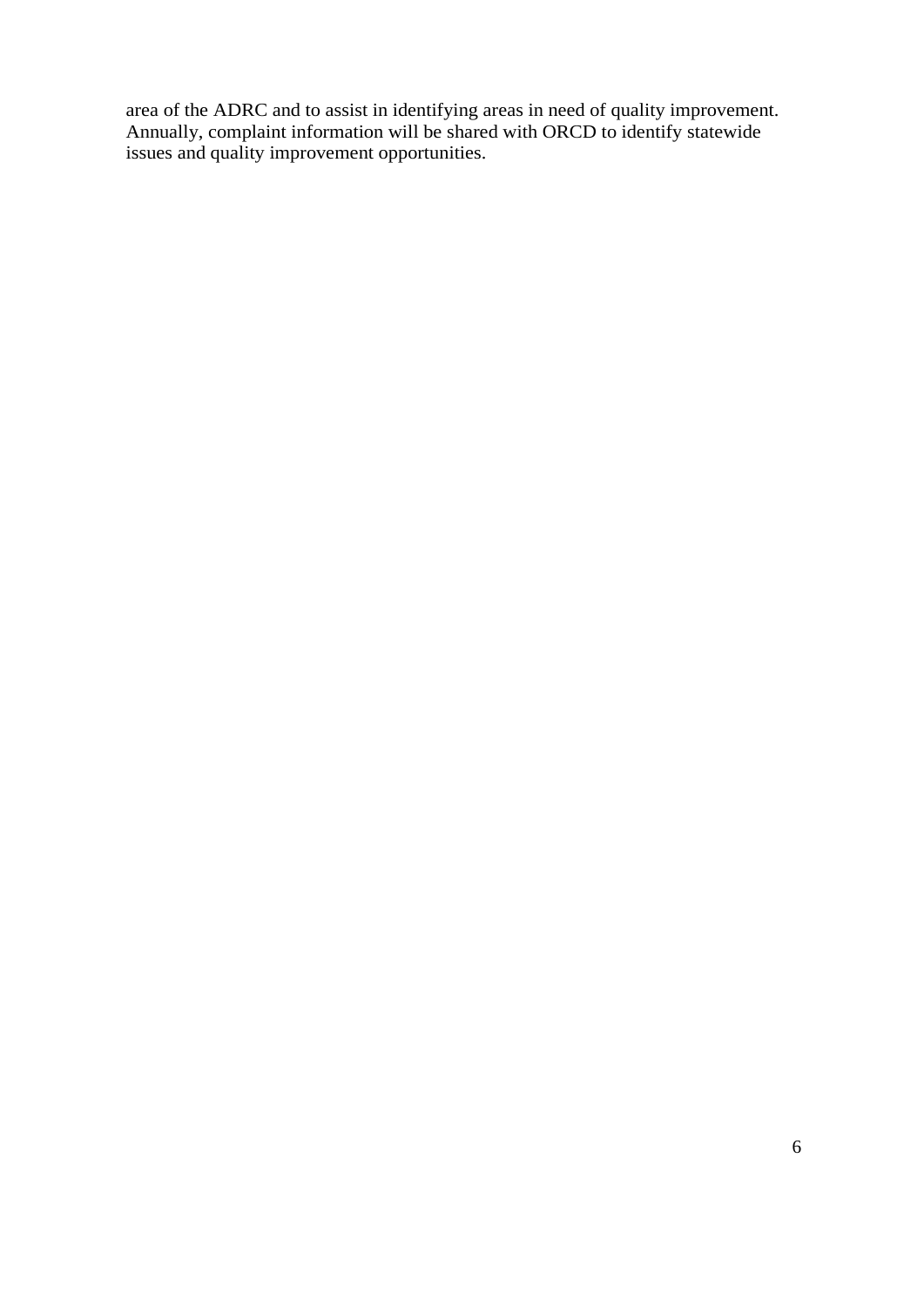area of the ADRC and to assist in identifying areas in need of quality improvement. Annually, complaint information will be shared with ORCD to identify statewide issues and quality improvement opportunities.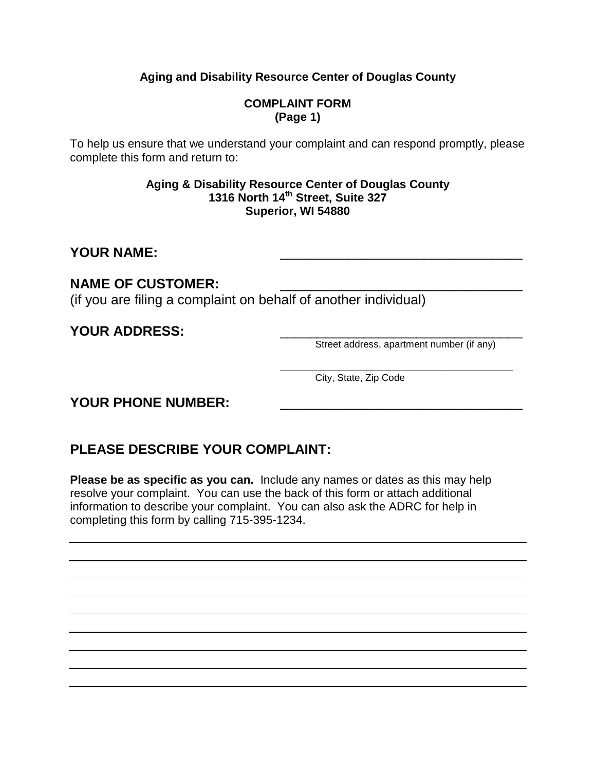**Aging and Disability Resource Center of Douglas County**

**COMPLAINT FORM**
**(Page 1)**

To help us ensure that we understand your complaint and can respond promptly, please complete this form and return to:

**Aging & Disability Resource Center of Douglas County**
**1316 North 14th Street, Suite 327**
**Superior, WI 54880**

**YOUR NAME:** ________________________________

**NAME OF CUSTOMER:** ________________________________
(if you are filing a complaint on behalf of another individual)

**YOUR ADDRESS:** ________________________________
Street address, apartment number (if any)

________________________________
City, State, Zip Code

**YOUR PHONE NUMBER:** ________________________________

## PLEASE DESCRIBE YOUR COMPLAINT:

**Please be as specific as you can.** Include any names or dates as this may help resolve your complaint. You can use the back of this form or attach additional information to describe your complaint. You can also ask the ADRC for help in completing this form by calling 715-395-1234.

________________________________________________________________

________________________________________________________________

________________________________________________________________

________________________________________________________________

________________________________________________________________

________________________________________________________________

________________________________________________________________

________________________________________________________________

________________________________________________________________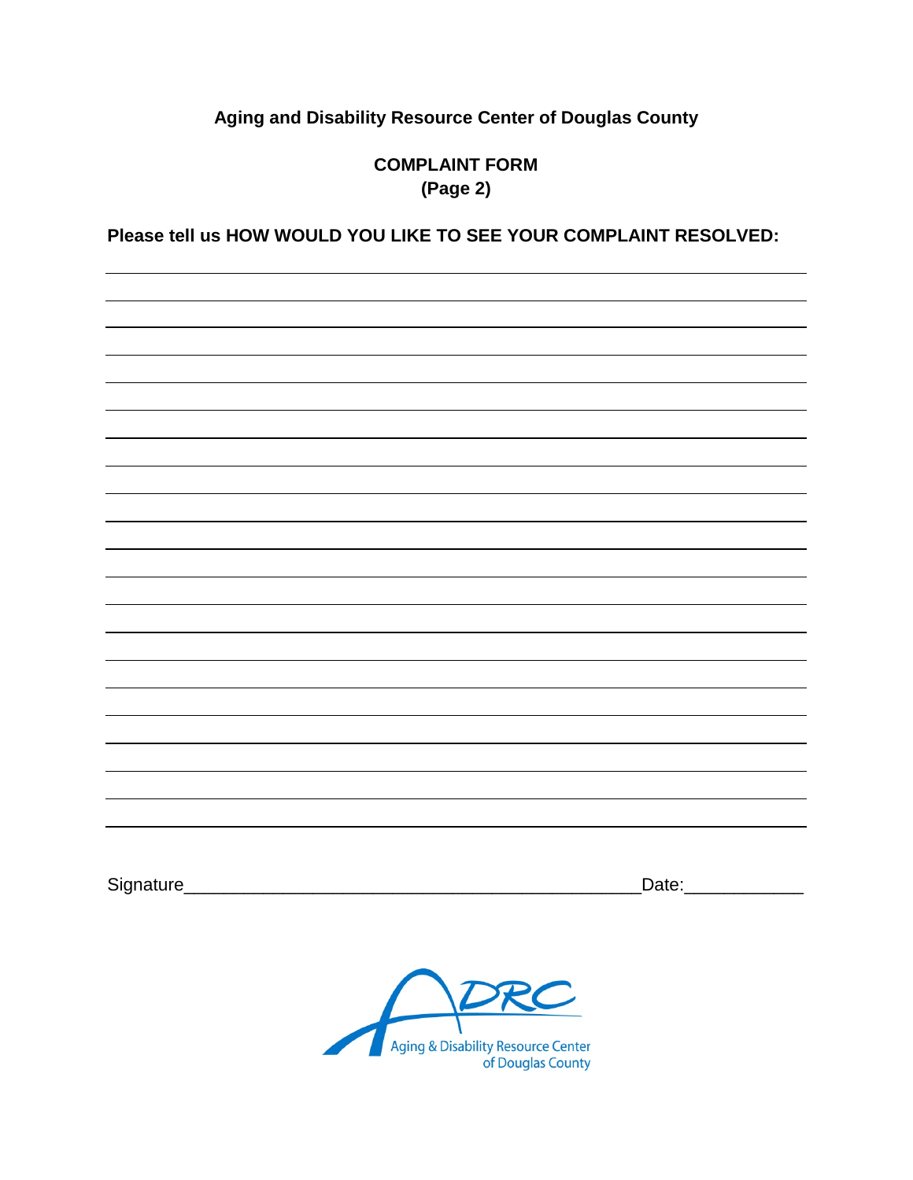**Aging and Disability Resource Center of Douglas County**

**COMPLAINT FORM**
**(Page 2)**

**Please tell us HOW WOULD YOU LIKE TO SEE YOUR COMPLAINT RESOLVED:**

Signature_______________________________________________Date:____________

Aging & Disability Resource Center of Douglas County